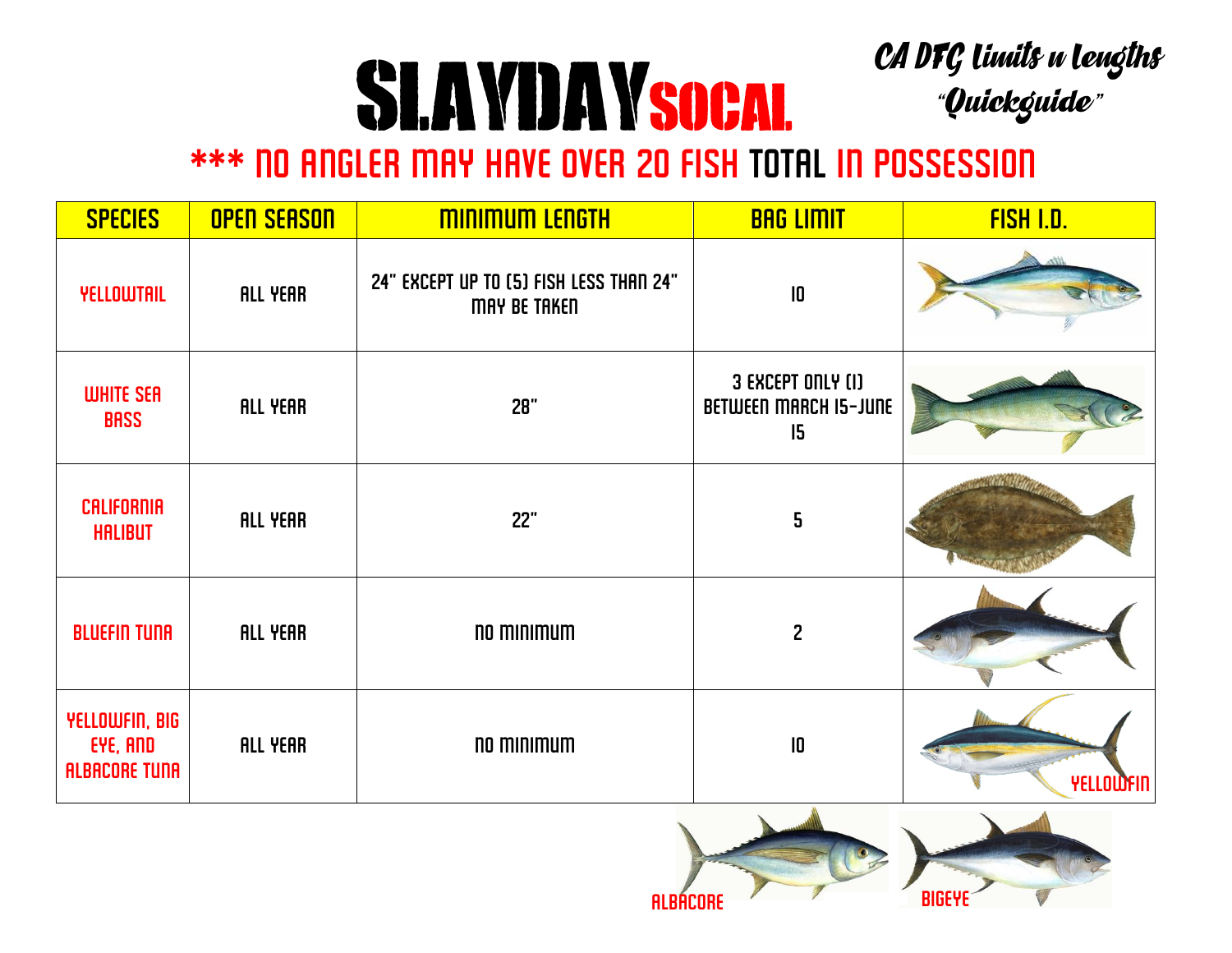# SLAYDAYSOCAL

*CA DFG Limits n Lengths "Quickguide"*

## *** NO ANGLER MAY HAVE OVER 20 FISH TOTAL IN POSSESSION

| SPECIES | OPEN SEASON | MINIMUM LENGTH | BAG LIMIT | FISH I.D. |
|---|---|---|---|---|
| YELLOWTAIL | ALL YEAR | 24" EXCEPT UP TO (5) FISH LESS THAN 24" MAY BE TAKEN | 10 | |
| WHITE SEA BASS | ALL YEAR | 28" | 3 EXCEPT ONLY (1) BETWEEN MARCH 15-JUNE 15 | |
| CALIFORNIA HALIBUT | ALL YEAR | 22" | 5 | |
| BLUEFIN TUNA | ALL YEAR | NO MINIMUM | 2 | |
| YELLOWFIN, BIG EYE, AND ALBACORE TUNA | ALL YEAR | NO MINIMUM | 10 | YELLOWFIN |

ALBACORE

BIGEYE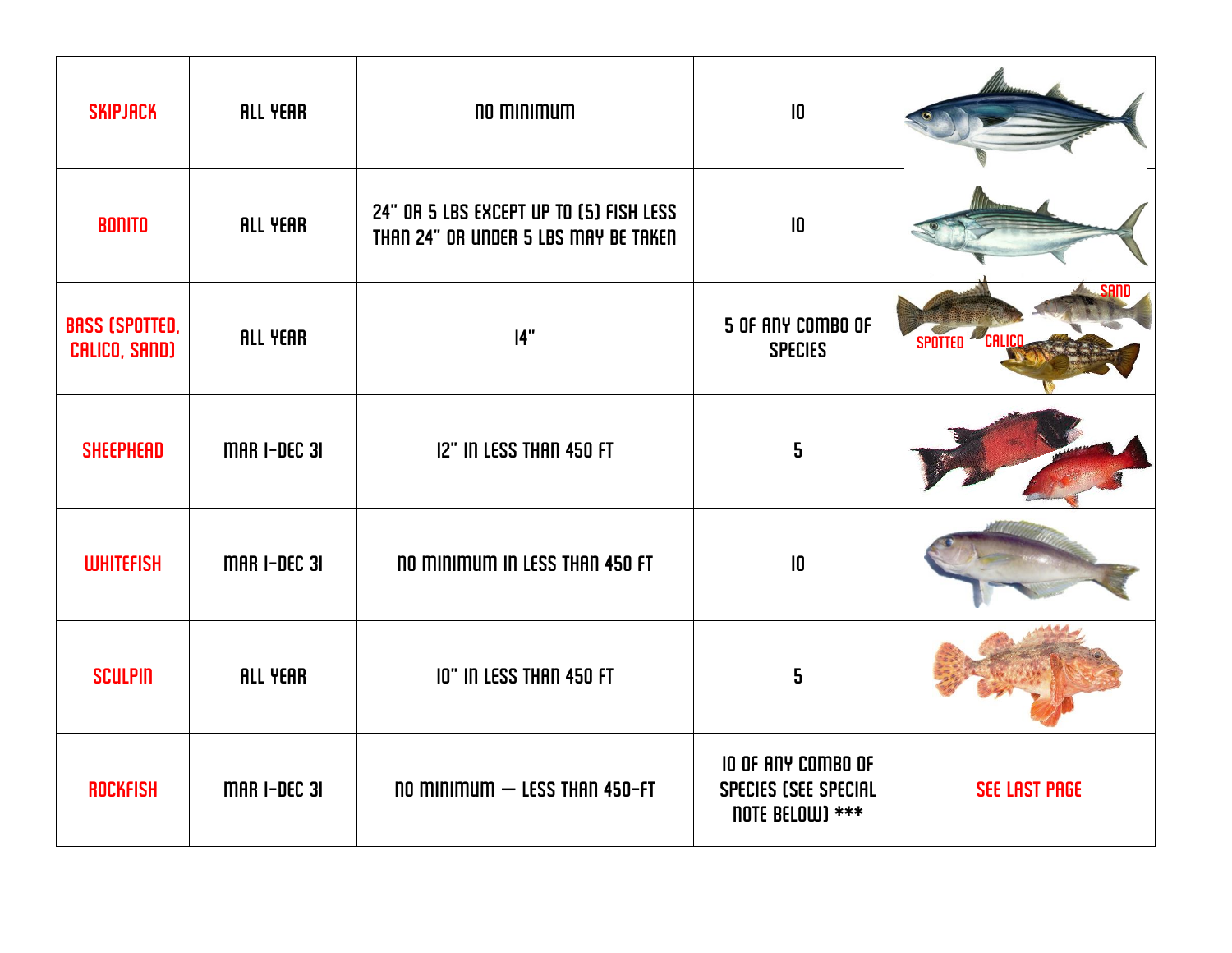| SKIPJACK | ALL YEAR | NO MINIMUM | 10 | |
|---|---|---|---|---|
| BONITO | ALL YEAR | 24" OR 5 LBS EXCEPT UP TO (5) FISH LESS THAN 24" OR UNDER 5 LBS MAY BE TAKEN | 10 | |
| BASS (SPOTTED, CALICO, SAND) | ALL YEAR | 14" | 5 OF ANY COMBO OF SPECIES | |
| SHEEPHEAD | MAR 1-DEC 31 | 12" IN LESS THAN 450 FT | 5 | |
| WHITEFISH | MAR 1-DEC 31 | NO MINIMUM IN LESS THAN 450 FT | 10 | |
| SCULPIN | ALL YEAR | 10" IN LESS THAN 450 FT | 5 | |
| ROCKFISH | MAR 1-DEC 31 | NO MINIMUM – LESS THAN 450-FT | 10 OF ANY COMBO OF SPECIES (SEE SPECIAL NOTE BELOW) *** | SEE LAST PAGE |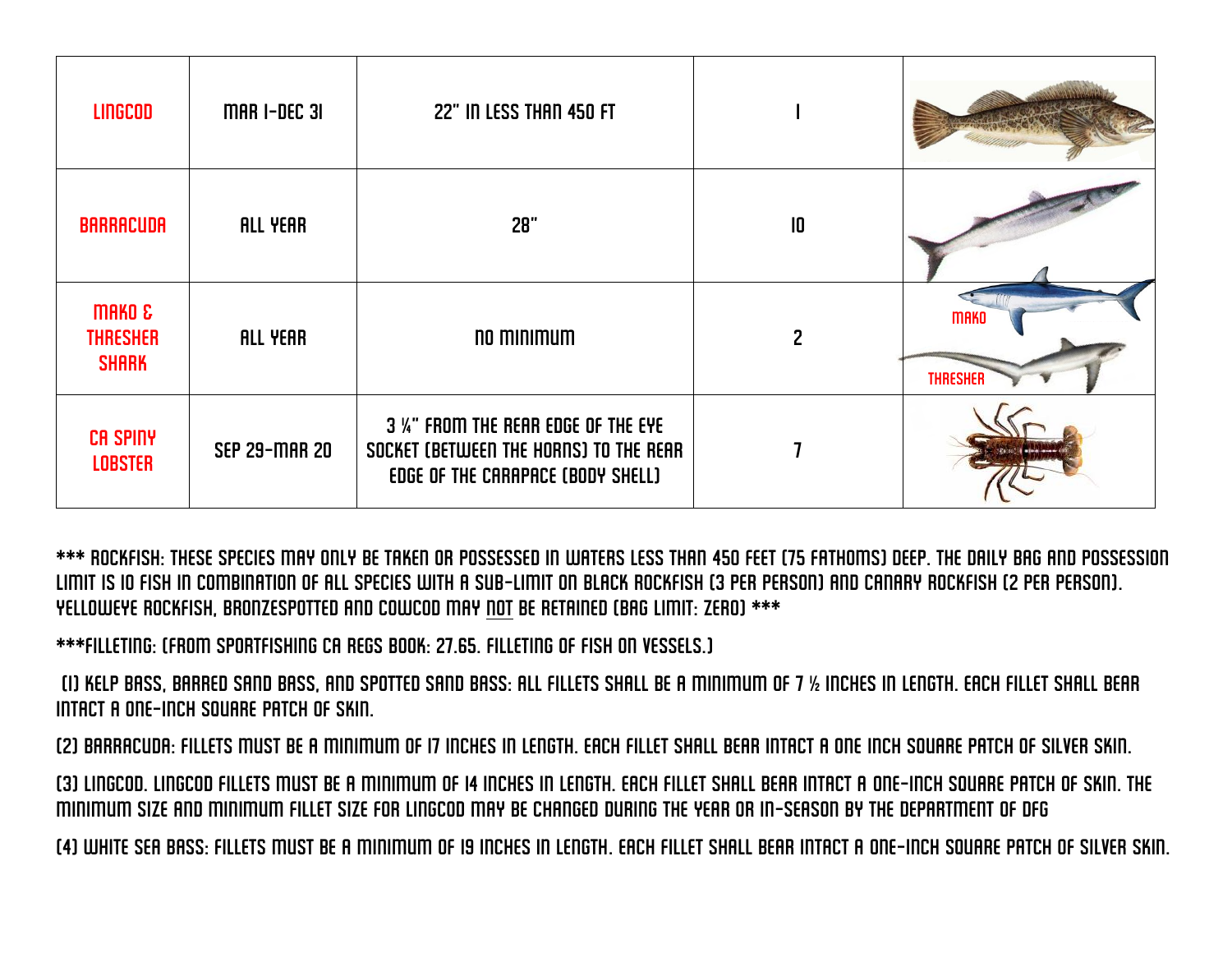| LINGCOD | MAR 1-DEC 31 | 22" IN LESS THAN 450 FT | 1 | |
|---|---|---|---|---|
| BARRACUDA | ALL YEAR | 28" | 10 | |
| MAKO & THRESHER SHARK | ALL YEAR | NO MINIMUM | 2 | MAKO THRESHER |
| CA SPINY LOBSTER | SEP 29-MAR 20 | 3 ¼" FROM THE REAR EDGE OF THE EYE SOCKET (BETWEEN THE HORNS) TO THE REAR EDGE OF THE CARAPACE (BODY SHELL) | 7 | |

*** ROCKFISH: THESE SPECIES MAY ONLY BE TAKEN OR POSSESSED IN WATERS LESS THAN 450 FEET (75 FATHOMS) DEEP. THE DAILY BAG AND POSSESSION LIMIT IS 10 FISH IN COMBINATION OF ALL SPECIES WITH A SUB-LIMIT ON BLACK ROCKFISH (3 PER PERSON) AND CANARY ROCKFISH (2 PER PERSON). YELLOWEYE ROCKFISH, BRONZESPOTTED AND COWCOD MAY <u>NOT</u> BE RETAINED (BAG LIMIT: ZERO) ***

***FILLETING: (FROM SPORTFISHING CA REGS BOOK: 27.65. FILLETING OF FISH ON VESSELS.)

(1) KELP BASS, BARRED SAND BASS, AND SPOTTED SAND BASS: ALL FILLETS SHALL BE A MINIMUM OF 7 ½ INCHES IN LENGTH. EACH FILLET SHALL BEAR INTACT A ONE-INCH SQUARE PATCH OF SKIN.

(2) BARRACUDA: FILLETS MUST BE A MINIMUM OF 17 INCHES IN LENGTH. EACH FILLET SHALL BEAR INTACT A ONE INCH SQUARE PATCH OF SILVER SKIN.

(3) LINGCOD. LINGCOD FILLETS MUST BE A MINIMUM OF 14 INCHES IN LENGTH. EACH FILLET SHALL BEAR INTACT A ONE-INCH SQUARE PATCH OF SKIN. THE MINIMUM SIZE AND MINIMUM FILLET SIZE FOR LINGCOD MAY BE CHANGED DURING THE YEAR OR IN-SEASON BY THE DEPARTMENT OF DFG

(4) WHITE SEA BASS: FILLETS MUST BE A MINIMUM OF 19 INCHES IN LENGTH. EACH FILLET SHALL BEAR INTACT A ONE-INCH SQUARE PATCH OF SILVER SKIN.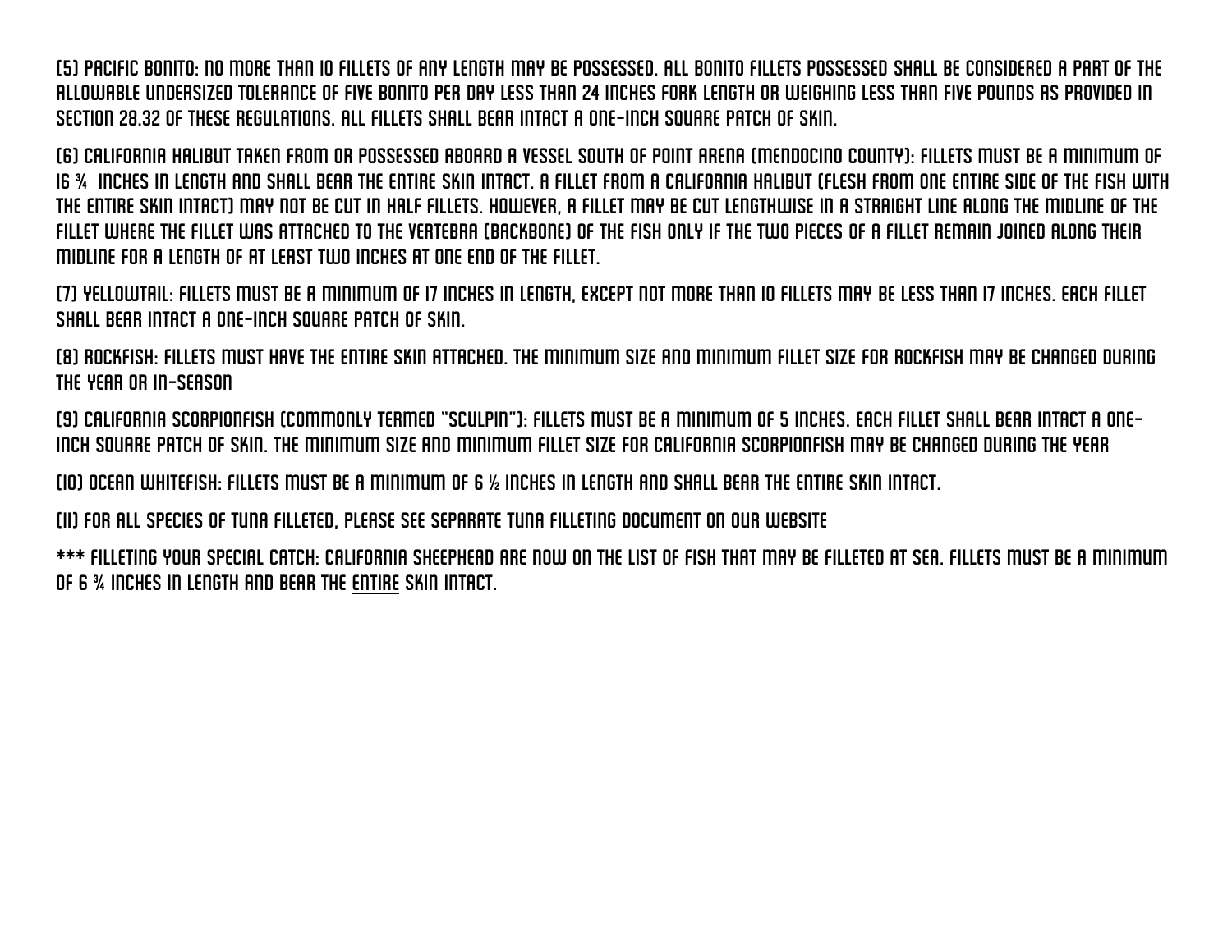(5) PACIFIC BONITO: NO MORE THAN 10 FILLETS OF ANY LENGTH MAY BE POSSESSED. ALL BONITO FILLETS POSSESSED SHALL BE CONSIDERED A PART OF THE ALLOWABLE UNDERSIZED TOLERANCE OF FIVE BONITO PER DAY LESS THAN 24 INCHES FORK LENGTH OR WEIGHING LESS THAN FIVE POUNDS AS PROVIDED IN SECTION 28.32 OF THESE REGULATIONS. ALL FILLETS SHALL BEAR INTACT A ONE-INCH SQUARE PATCH OF SKIN.

(6) CALIFORNIA HALIBUT TAKEN FROM OR POSSESSED ABOARD A VESSEL SOUTH OF POINT ARENA (MENDOCINO COUNTY): FILLETS MUST BE A MINIMUM OF 16 ¾ INCHES IN LENGTH AND SHALL BEAR THE ENTIRE SKIN INTACT. A FILLET FROM A CALIFORNIA HALIBUT (FLESH FROM ONE ENTIRE SIDE OF THE FISH WITH THE ENTIRE SKIN INTACT) MAY NOT BE CUT IN HALF FILLETS. HOWEVER, A FILLET MAY BE CUT LENGTHWISE IN A STRAIGHT LINE ALONG THE MIDLINE OF THE FILLET WHERE THE FILLET WAS ATTACHED TO THE VERTEBRA (BACKBONE) OF THE FISH ONLY IF THE TWO PIECES OF A FILLET REMAIN JOINED ALONG THEIR MIDLINE FOR A LENGTH OF AT LEAST TWO INCHES AT ONE END OF THE FILLET.

(7) YELLOWTAIL: FILLETS MUST BE A MINIMUM OF 17 INCHES IN LENGTH, EXCEPT NOT MORE THAN 10 FILLETS MAY BE LESS THAN 17 INCHES. EACH FILLET SHALL BEAR INTACT A ONE-INCH SQUARE PATCH OF SKIN.

(8) ROCKFISH: FILLETS MUST HAVE THE ENTIRE SKIN ATTACHED. THE MINIMUM SIZE AND MINIMUM FILLET SIZE FOR ROCKFISH MAY BE CHANGED DURING THE YEAR OR IN-SEASON

(9) CALIFORNIA SCORPIONFISH (COMMONLY TERMED "SCULPIN"): FILLETS MUST BE A MINIMUM OF 5 INCHES. EACH FILLET SHALL BEAR INTACT A ONE-INCH SQUARE PATCH OF SKIN. THE MINIMUM SIZE AND MINIMUM FILLET SIZE FOR CALIFORNIA SCORPIONFISH MAY BE CHANGED DURING THE YEAR

(10) OCEAN WHITEFISH: FILLETS MUST BE A MINIMUM OF 6 ½ INCHES IN LENGTH AND SHALL BEAR THE ENTIRE SKIN INTACT.

(11) FOR ALL SPECIES OF TUNA FILLETED, PLEASE SEE SEPARATE TUNA FILLETING DOCUMENT ON OUR WEBSITE

*** FILLETING YOUR SPECIAL CATCH: CALIFORNIA SHEEPHEAD ARE NOW ON THE LIST OF FISH THAT MAY BE FILLETED AT SEA. FILLETS MUST BE A MINIMUM OF 6 ¾ INCHES IN LENGTH AND BEAR THE <u>ENTIRE</u> SKIN INTACT.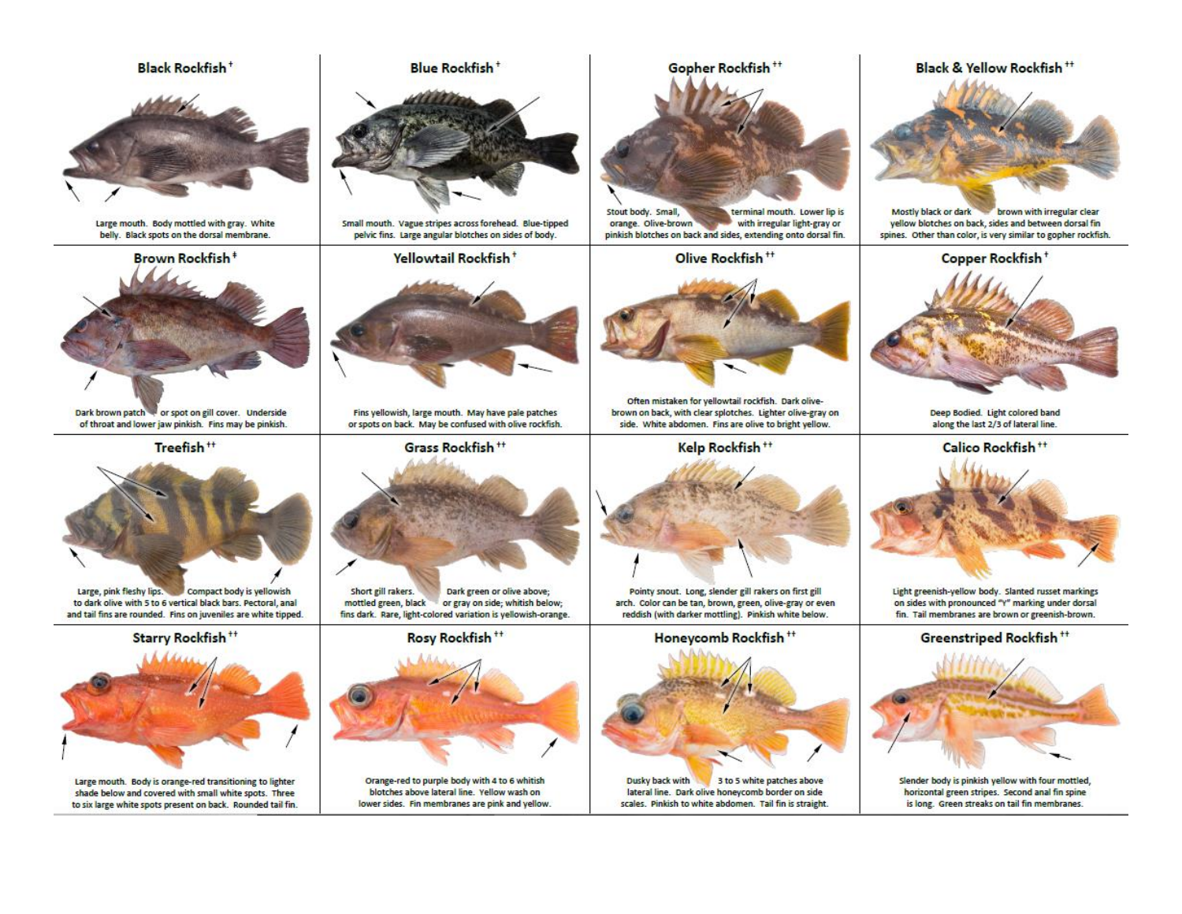## Black Rockfish⁺

Large mouth. Body mottled with gray. White belly. Black spots on the dorsal membrane.

## Blue Rockfish⁺

Small mouth. Vague stripes across forehead. Blue-tipped pelvic fins. Large angular blotches on sides of body.

## Gopher Rockfish⁺⁺

Stout body. Small, terminal mouth. Lower lip is orange. Olive-brown with irregular light-gray or pinkish blotches on back and sides, extending onto dorsal fin.

## Black & Yellow Rockfish⁺⁺

Mostly black or dark brown with irregular clear yellow blotches on back, sides and between dorsal fin spines. Other than color, is very similar to gopher rockfish.

## Brown Rockfish⁺

Dark brown patch or spot on gill cover. Underside of throat and lower jaw pinkish. Fins may be pinkish.

## Yellowtail Rockfish⁺

Fins yellowish, large mouth. May have pale patches or spots on back. May be confused with olive rockfish.

## Olive Rockfish⁺⁺

Often mistaken for yellowtail rockfish. Dark olive-brown on back, with clear splotches. Lighter olive-gray on side. White abdomen. Fins are olive to bright yellow.

## Copper Rockfish⁺

Deep Bodied. Light colored band along the last 2/3 of lateral line.

## Treefish⁺⁺

Large, pink fleshy lips. Compact body is yellowish to dark olive with 5 to 6 vertical black bars. Pectoral, anal and tail fins are rounded. Fins on juveniles are white tipped.

## Grass Rockfish⁺⁺

Short gill rakers. Dark green or olive above; mottled green, black or gray on side; whitish below; fins dark. Rare, light-colored variation is yellowish-orange.

## Kelp Rockfish⁺⁺

Pointy snout. Long, slender gill rakers on first gill arch. Color can be tan, brown, green, olive-gray or even reddish (with darker mottling). Pinkish white below.

## Calico Rockfish⁺⁺

Light greenish-yellow body. Slanted russet markings on sides with pronounced "Y" marking under dorsal fin. Tail membranes are brown or greenish-brown.

## Starry Rockfish⁺⁺

Large mouth. Body is orange-red transitioning to lighter shade below and covered with small white spots. Three to six large white spots present on back. Rounded tail fin.

## Rosy Rockfish⁺⁺

Orange-red to purple body with 4 to 6 whitish blotches above lateral line. Yellow wash on lower sides. Fin membranes are pink and yellow.

## Honeycomb Rockfish⁺⁺

Dusky back with 3 to 5 white patches above lateral line. Dark olive honeycomb border on side scales. Pinkish to white abdomen. Tail fin is straight.

## Greenstriped Rockfish⁺⁺

Slender body is pinkish yellow with four mottled, horizontal green stripes. Second anal fin spine is long. Green streaks on tail fin membranes.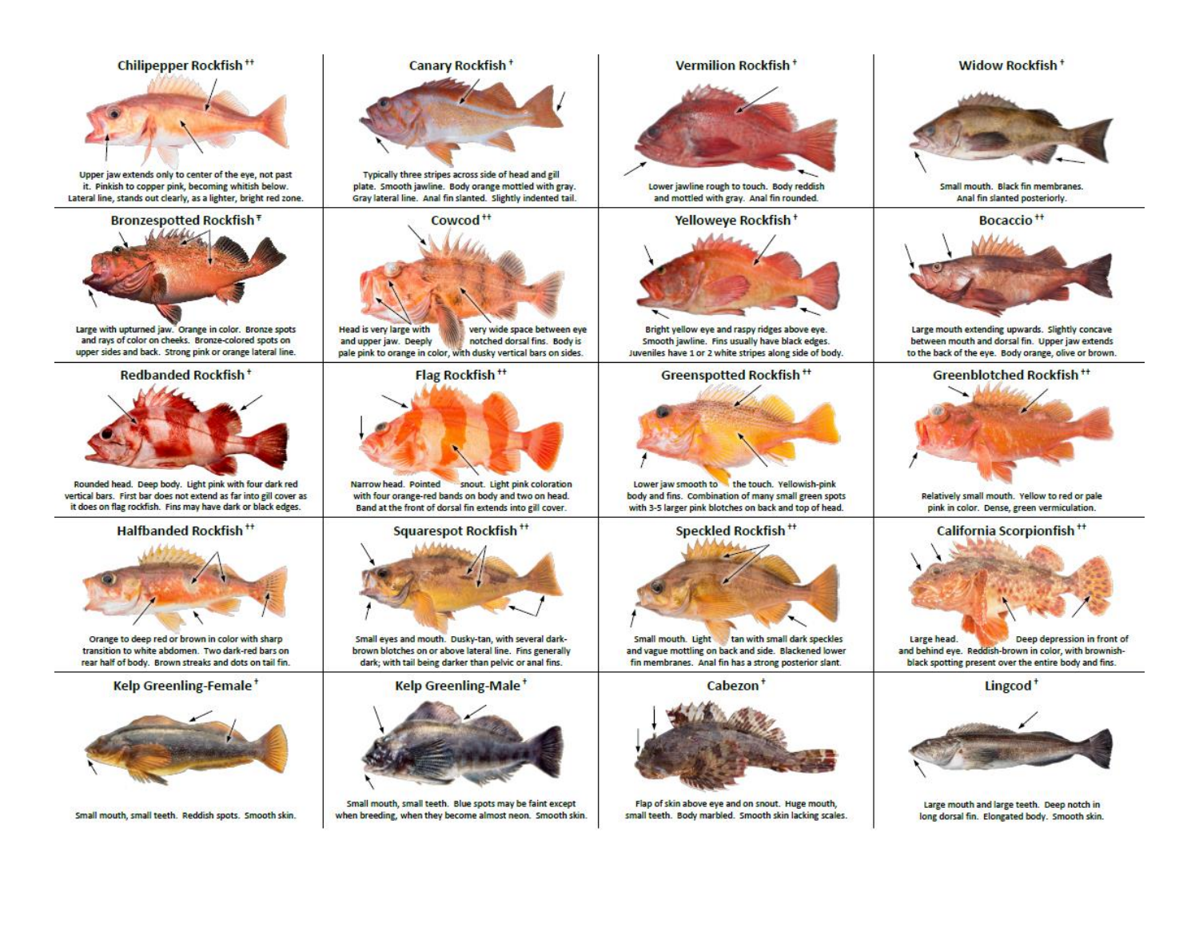### Chilipepper Rockfish ††

Upper jaw extends only to center of the eye, not past it. Pinkish to copper pink, becoming whitish below. Lateral line, stands out clearly, as a lighter, bright red zone.

### Canary Rockfish †

Typically three stripes across side of head and gill plate. Smooth jawline. Body orange mottled with gray. Gray lateral line. Anal fin slanted. Slightly indented tail.

### Vermilion Rockfish †

Lower jawline rough to touch. Body reddish and mottled with gray. Anal fin rounded.

### Widow Rockfish †

Small mouth. Black fin membranes. Anal fin slanted posteriorly.

### Bronzespotted Rockfish ‡

Large with upturned jaw. Orange in color. Bronze spots and rays of color on cheeks. Bronze-colored spots on upper sides and back. Strong pink or orange lateral line.

### Cowcod ††

Head is very large with very wide space between eye and upper jaw. Deeply notched dorsal fins. Body is pale pink to orange in color, with dusky vertical bars on sides.

### Yelloweye Rockfish †

Bright yellow eye and raspy ridges above eye. Smooth jawline. Fins usually have black edges. Juveniles have 1 or 2 white stripes along side of body.

### Bocaccio ††

Large mouth extending upwards. Slightly concave between mouth and dorsal fin. Upper jaw extends to the back of the eye. Body orange, olive or brown.

### Redbanded Rockfish †

Rounded head. Deep body. Light pink with four dark red vertical bars. First bar does not extend as far into gill cover as it does on flag rockfish. Fins may have dark or black edges.

### Flag Rockfish ††

Narrow head. Pointed snout. Light pink coloration with four orange-red bands on body and two on head. Band at the front of dorsal fin extends into gill cover.

### Greenspotted Rockfish ††

Lower jaw smooth to the touch. Yellowish-pink body and fins. Combination of many small green spots with 3-5 larger pink blotches on back and top of head.

### Greenblotched Rockfish ††

Relatively small mouth. Yellow to red or pale pink in color. Dense, green vermiculation.

### Halfbanded Rockfish ††

Orange to deep red or brown in color with sharp transition to white abdomen. Two dark-red bars on rear half of body. Brown streaks and dots on tail fin.

### Squarespot Rockfish ††

Small eyes and mouth. Dusky-tan, with several dark-brown blotches on or above lateral line. Fins generally dark; with tail being darker than pelvic or anal fins.

### Speckled Rockfish ††

Small mouth. Light tan with small dark speckles and vague mottling on back and side. Blackened lower fin membranes. Anal fin has a strong posterior slant.

### California Scorpionfish ††

Large head. Deep depression in front of and behind eye. Reddish-brown in color, with brownish-black spotting present over the entire body and fins.

### Kelp Greenling-Female †

Small mouth, small teeth. Reddish spots. Smooth skin.

### Kelp Greenling-Male †

Small mouth, small teeth. Blue spots may be faint except when breeding, when they become almost neon. Smooth skin.

### Cabezon †

Flap of skin above eye and on snout. Huge mouth, small teeth. Body marbled. Smooth skin lacking scales.

### Lingcod †

Large mouth and large teeth. Deep notch in long dorsal fin. Elongated body. Smooth skin.